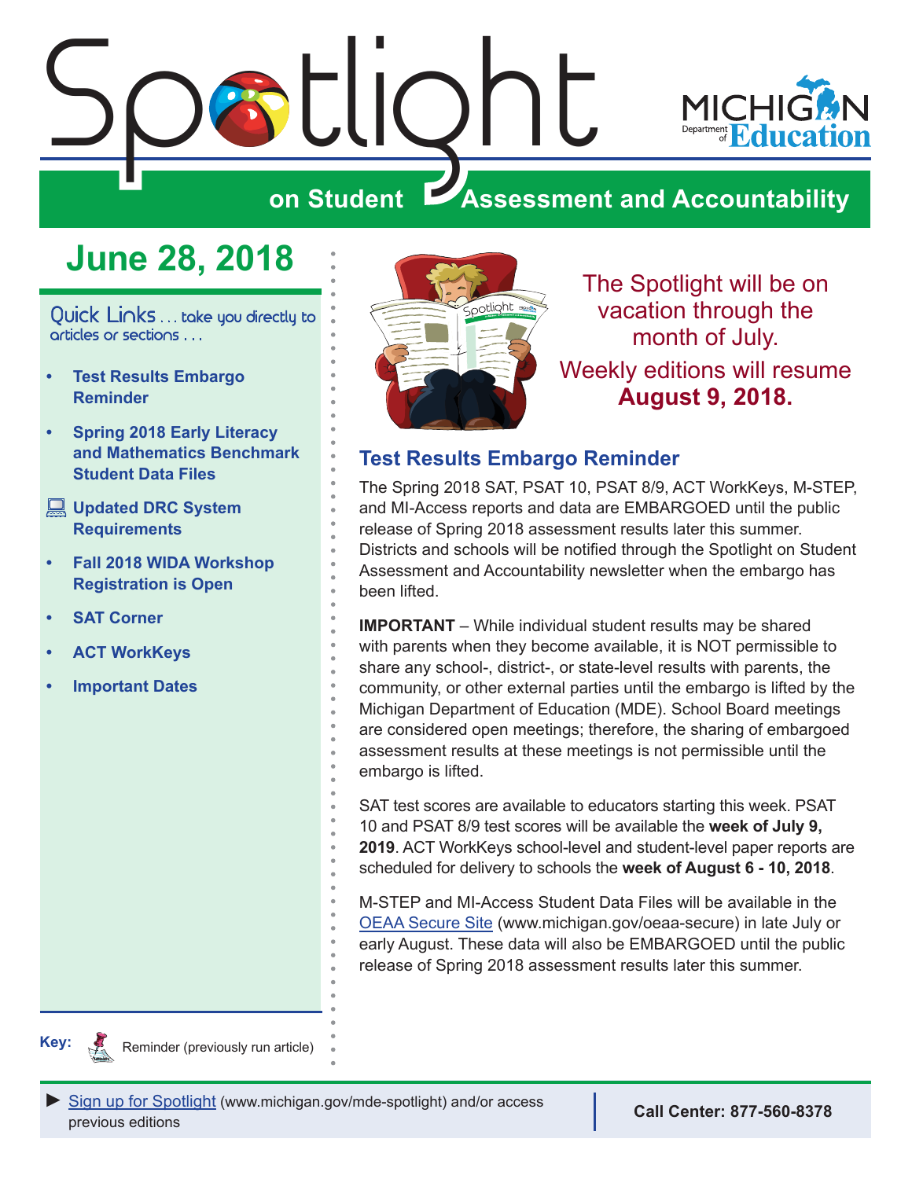# Spotlight on Student Assessment and Accountability

## June 28, 2018

Quick Links . . . take you directly to articles or sections . . .

- Test Results Embargo Reminder
- Spring 2018 Early Literacy and Mathematics Benchmark Student Data Files
- Updated DRC System Requirements
- Fall 2018 WIDA Workshop Registration is Open
- SAT Corner
- ACT WorkKeys
- Important Dates

**Key:** Reminder (previously run article)

The Spotlight will be on vacation through the month of July.

Weekly editions will resume **August 9, 2018.**

## Test Results Embargo Reminder

The Spring 2018 SAT, PSAT 10, PSAT 8/9, ACT WorkKeys, M-STEP, and MI-Access reports and data are EMBARGOED until the public release of Spring 2018 assessment results later this summer. Districts and schools will be notified through the Spotlight on Student Assessment and Accountability newsletter when the embargo has been lifted.

**IMPORTANT** – While individual student results may be shared with parents when they become available, it is NOT permissible to share any school-, district-, or state-level results with parents, the community, or other external parties until the embargo is lifted by the Michigan Department of Education (MDE). School Board meetings are considered open meetings; therefore, the sharing of embargoed assessment results at these meetings is not permissible until the embargo is lifted.

SAT test scores are available to educators starting this week. PSAT 10 and PSAT 8/9 test scores will be available the **week of July 9, 2019**. ACT WorkKeys school-level and student-level paper reports are scheduled for delivery to schools the **week of August 6 - 10, 2018**.

M-STEP and MI-Access Student Data Files will be available in the OEAA Secure Site (www.michigan.gov/oeaa-secure) in late July or early August. These data will also be EMBARGOED until the public release of Spring 2018 assessment results later this summer.

► Sign up for Spotlight (www.michigan.gov/mde-spotlight) and/or access previous editions

**Call Center: 877-560-8378**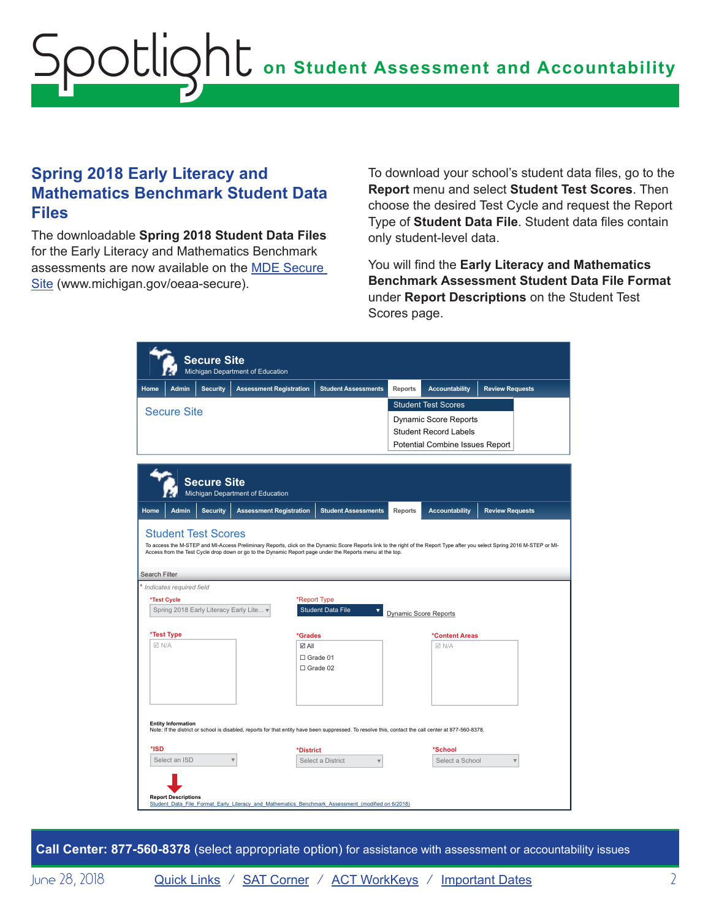## Spring 2018 Early Literacy and Mathematics Benchmark Student Data Files

The downloadable **Spring 2018 Student Data Files** for the Early Literacy and Mathematics Benchmark assessments are now available on the [MDE Secure Site](www.michigan.gov/oeaa-secure) (www.michigan.gov/oeaa-secure).

To download your school's student data files, go to the **Report** menu and select **Student Test Scores**. Then choose the desired Test Cycle and request the Report Type of **Student Data File**. Student data files contain only student-level data.

You will find the **Early Literacy and Mathematics Benchmark Assessment Student Data File Format** under **Report Descriptions** on the Student Test Scores page.

**Call Center: 877-560-8378** (select appropriate option) for assistance with assessment or accountability issues

June 28, 2018 — Quick Links / SAT Corner / ACT WorkKeys / Important Dates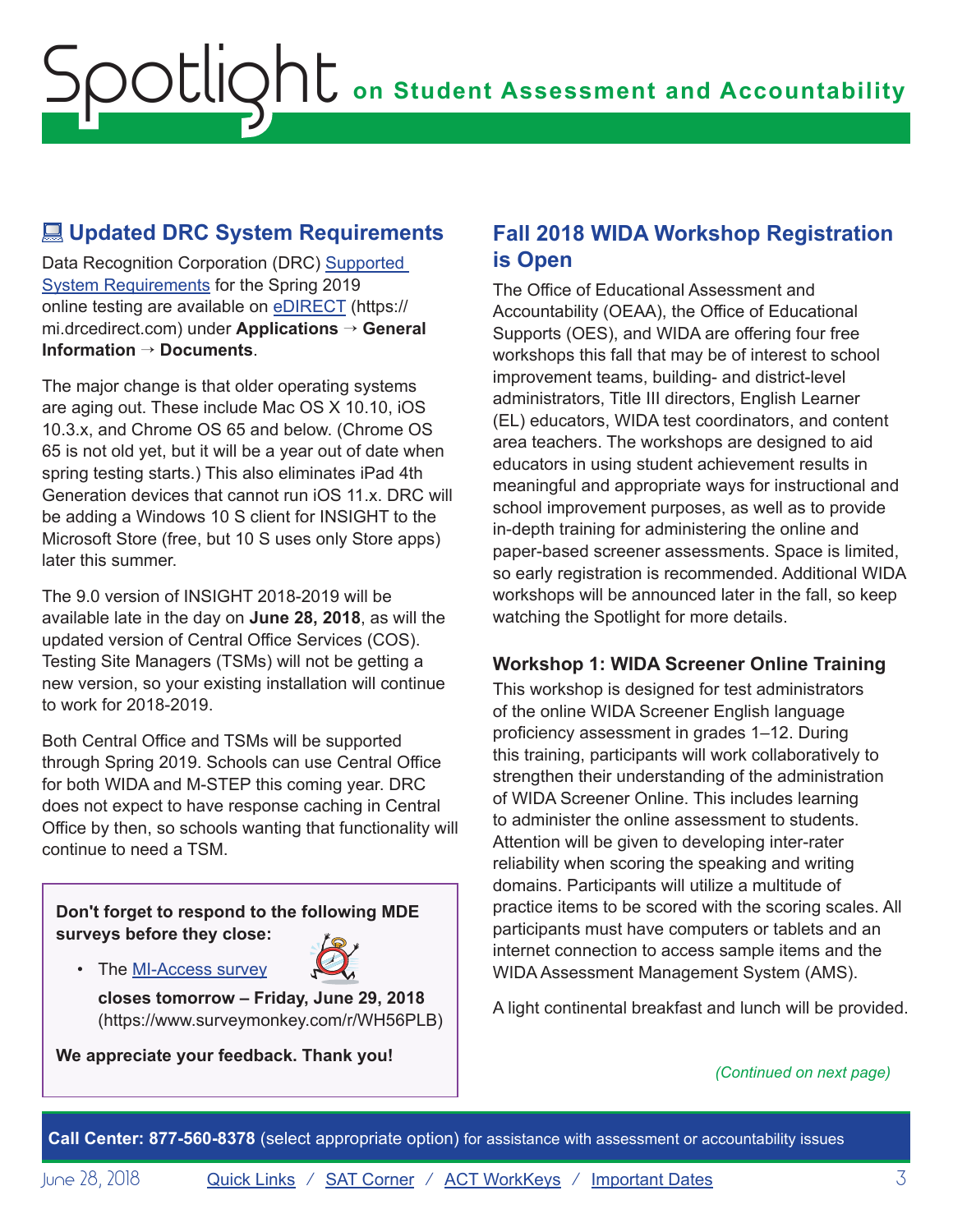## Updated DRC System Requirements

Data Recognition Corporation (DRC) Supported System Requirements for the Spring 2019 online testing are available on eDIRECT (https://mi.drcedirect.com) under **Applications → General Information → Documents**.

The major change is that older operating systems are aging out. These include Mac OS X 10.10, iOS 10.3.x, and Chrome OS 65 and below. (Chrome OS 65 is not old yet, but it will be a year out of date when spring testing starts.) This also eliminates iPad 4th Generation devices that cannot run iOS 11.x. DRC will be adding a Windows 10 S client for INSIGHT to the Microsoft Store (free, but 10 S uses only Store apps) later this summer.

The 9.0 version of INSIGHT 2018-2019 will be available late in the day on **June 28, 2018**, as will the updated version of Central Office Services (COS). Testing Site Managers (TSMs) will not be getting a new version, so your existing installation will continue to work for 2018-2019.

Both Central Office and TSMs will be supported through Spring 2019. Schools can use Central Office for both WIDA and M-STEP this coming year. DRC does not expect to have response caching in Central Office by then, so schools wanting that functionality will continue to need a TSM.

**Don't forget to respond to the following MDE surveys before they close:**

- The MI-Access survey **closes tomorrow – Friday, June 29, 2018** (https://www.surveymonkey.com/r/WH56PLB)

**We appreciate your feedback. Thank you!**

## Fall 2018 WIDA Workshop Registration is Open

The Office of Educational Assessment and Accountability (OEAA), the Office of Educational Supports (OES), and WIDA are offering four free workshops this fall that may be of interest to school improvement teams, building- and district-level administrators, Title III directors, English Learner (EL) educators, WIDA test coordinators, and content area teachers. The workshops are designed to aid educators in using student achievement results in meaningful and appropriate ways for instructional and school improvement purposes, as well as to provide in-depth training for administering the online and paper-based screener assessments. Space is limited, so early registration is recommended. Additional WIDA workshops will be announced later in the fall, so keep watching the Spotlight for more details.

### Workshop 1: WIDA Screener Online Training

This workshop is designed for test administrators of the online WIDA Screener English language proficiency assessment in grades 1–12. During this training, participants will work collaboratively to strengthen their understanding of the administration of WIDA Screener Online. This includes learning to administer the online assessment to students. Attention will be given to developing inter-rater reliability when scoring the speaking and writing domains. Participants will utilize a multitude of practice items to be scored with the scoring scales. All participants must have computers or tablets and an internet connection to access sample items and the WIDA Assessment Management System (AMS).

A light continental breakfast and lunch will be provided.

*(Continued on next page)*

**Call Center: 877-560-8378** (select appropriate option) for assistance with assessment or accountability issues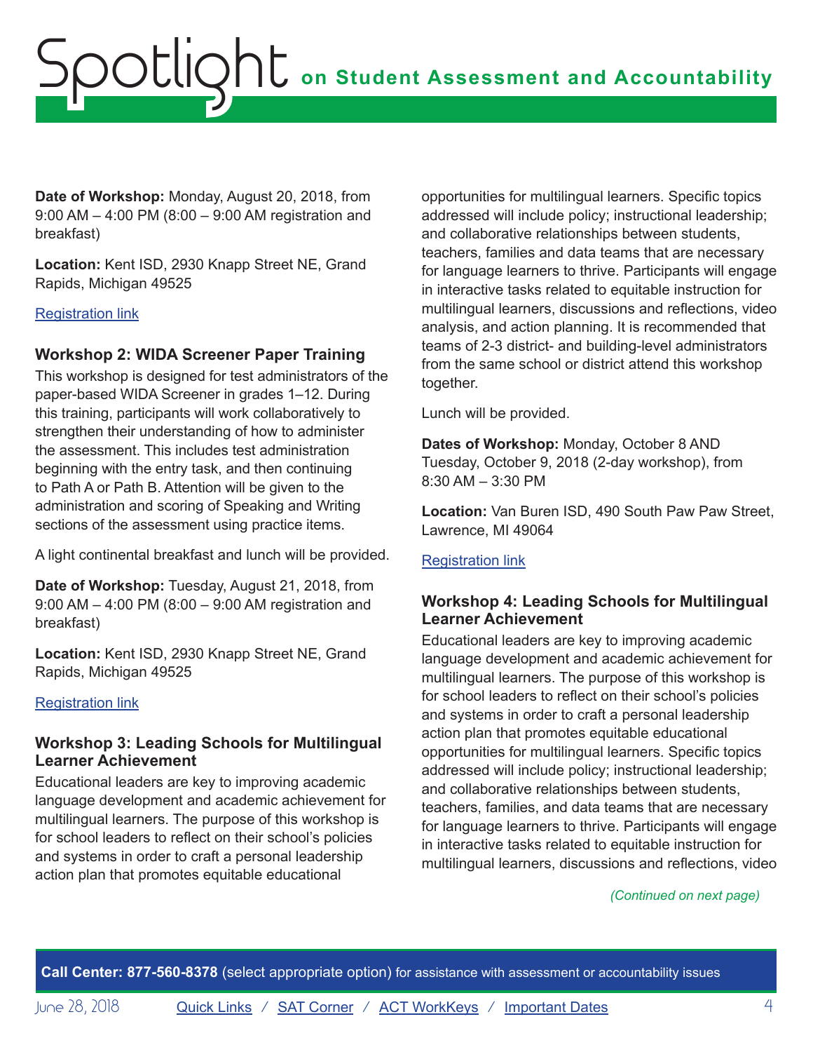**Date of Workshop:** Monday, August 20, 2018, from 9:00 AM – 4:00 PM (8:00 – 9:00 AM registration and breakfast)

**Location:** Kent ISD, 2930 Knapp Street NE, Grand Rapids, Michigan 49525

Registration link

### Workshop 2: WIDA Screener Paper Training

This workshop is designed for test administrators of the paper-based WIDA Screener in grades 1–12. During this training, participants will work collaboratively to strengthen their understanding of how to administer the assessment. This includes test administration beginning with the entry task, and then continuing to Path A or Path B. Attention will be given to the administration and scoring of Speaking and Writing sections of the assessment using practice items.

A light continental breakfast and lunch will be provided.

**Date of Workshop:** Tuesday, August 21, 2018, from 9:00 AM – 4:00 PM (8:00 – 9:00 AM registration and breakfast)

**Location:** Kent ISD, 2930 Knapp Street NE, Grand Rapids, Michigan 49525

Registration link

### Workshop 3: Leading Schools for Multilingual Learner Achievement

Educational leaders are key to improving academic language development and academic achievement for multilingual learners. The purpose of this workshop is for school leaders to reflect on their school's policies and systems in order to craft a personal leadership action plan that promotes equitable educational opportunities for multilingual learners. Specific topics addressed will include policy; instructional leadership; and collaborative relationships between students, teachers, families and data teams that are necessary for language learners to thrive. Participants will engage in interactive tasks related to equitable instruction for multilingual learners, discussions and reflections, video analysis, and action planning. It is recommended that teams of 2-3 district- and building-level administrators from the same school or district attend this workshop together.

Lunch will be provided.

**Dates of Workshop:** Monday, October 8 AND Tuesday, October 9, 2018 (2-day workshop), from 8:30 AM – 3:30 PM

**Location:** Van Buren ISD, 490 South Paw Paw Street, Lawrence, MI 49064

Registration link

### Workshop 4: Leading Schools for Multilingual Learner Achievement

Educational leaders are key to improving academic language development and academic achievement for multilingual learners. The purpose of this workshop is for school leaders to reflect on their school's policies and systems in order to craft a personal leadership action plan that promotes equitable educational opportunities for multilingual learners. Specific topics addressed will include policy; instructional leadership; and collaborative relationships between students, teachers, families, and data teams that are necessary for language learners to thrive. Participants will engage in interactive tasks related to equitable instruction for multilingual learners, discussions and reflections, video

*(Continued on next page)*

**Call Center: 877-560-8378** (select appropriate option) for assistance with assessment or accountability issues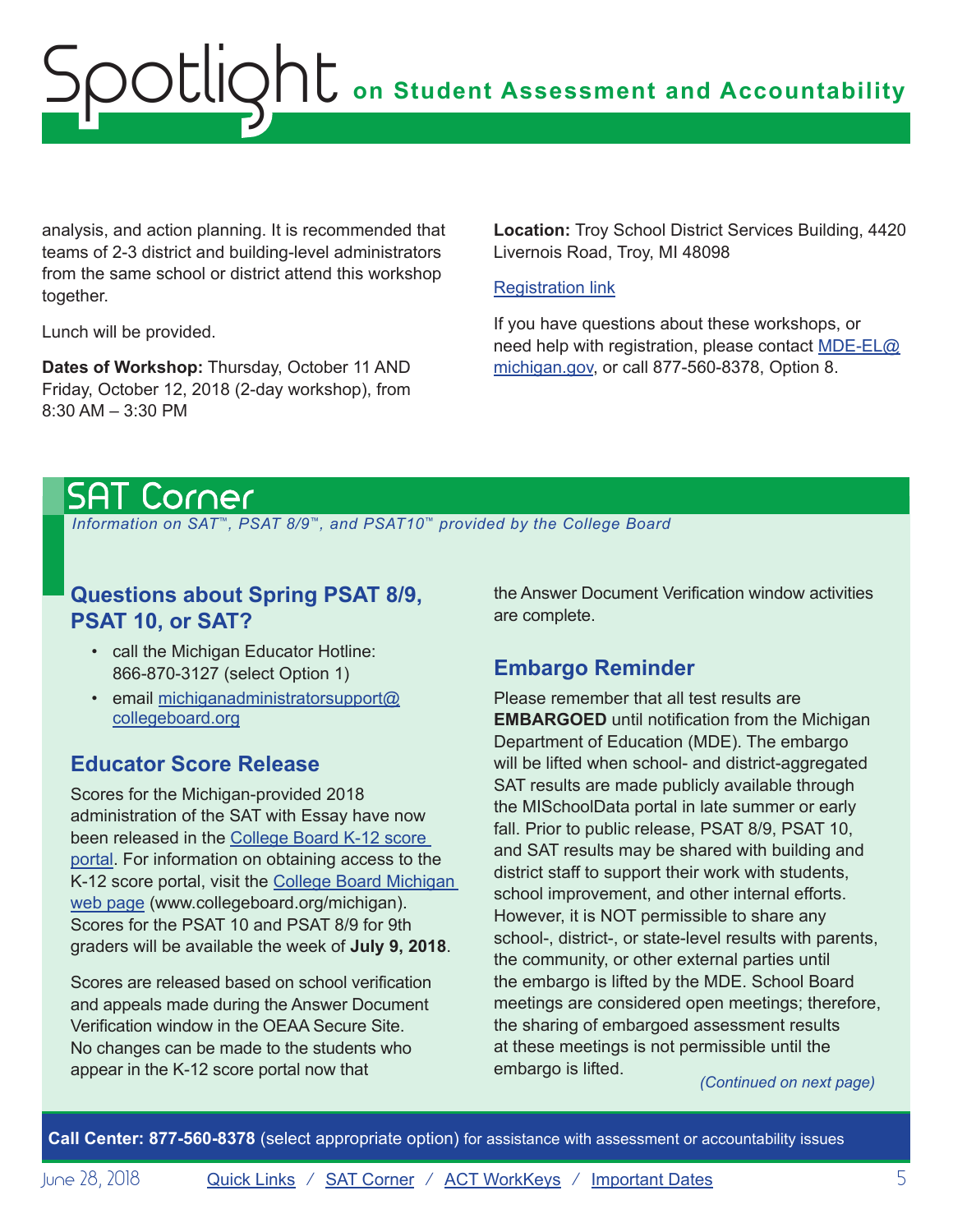analysis, and action planning. It is recommended that teams of 2-3 district and building-level administrators from the same school or district attend this workshop together.

Lunch will be provided.

**Dates of Workshop:** Thursday, October 11 AND Friday, October 12, 2018 (2-day workshop), from 8:30 AM – 3:30 PM

**Location:** Troy School District Services Building, 4420 Livernois Road, Troy, MI 48098

Registration link

If you have questions about these workshops, or need help with registration, please contact MDE-EL@michigan.gov, or call 877-560-8378, Option 8.

# SAT Corner

*Information on SAT™, PSAT 8/9™, and PSAT10™ provided by the College Board*

## Questions about Spring PSAT 8/9, PSAT 10, or SAT?

- call the Michigan Educator Hotline: 866-870-3127 (select Option 1)
- email michiganadministratorsupport@collegeboard.org

## Educator Score Release

Scores for the Michigan-provided 2018 administration of the SAT with Essay have now been released in the College Board K-12 score portal. For information on obtaining access to the K-12 score portal, visit the College Board Michigan web page (www.collegeboard.org/michigan). Scores for the PSAT 10 and PSAT 8/9 for 9th graders will be available the week of **July 9, 2018**.

Scores are released based on school verification and appeals made during the Answer Document Verification window in the OEAA Secure Site. No changes can be made to the students who appear in the K-12 score portal now that the Answer Document Verification window activities are complete.

## Embargo Reminder

Please remember that all test results are **EMBARGOED** until notification from the Michigan Department of Education (MDE). The embargo will be lifted when school- and district-aggregated SAT results are made publicly available through the MISchoolData portal in late summer or early fall. Prior to public release, PSAT 8/9, PSAT 10, and SAT results may be shared with building and district staff to support their work with students, school improvement, and other internal efforts. However, it is NOT permissible to share any school-, district-, or state-level results with parents, the community, or other external parties until the embargo is lifted by the MDE. School Board meetings are considered open meetings; therefore, the sharing of embargoed assessment results at these meetings is not permissible until the embargo is lifted.

*(Continued on next page)*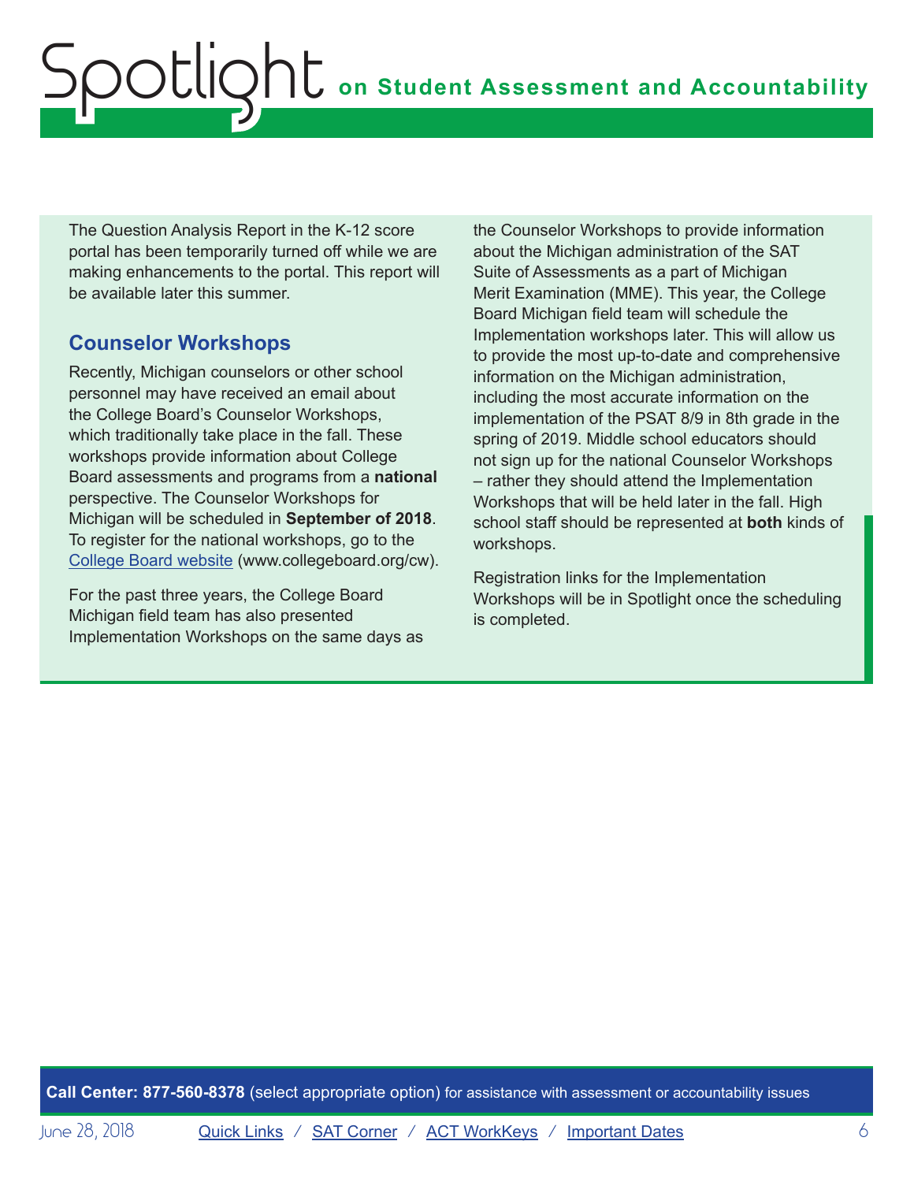The Question Analysis Report in the K-12 score portal has been temporarily turned off while we are making enhancements to the portal. This report will be available later this summer.

## Counselor Workshops

Recently, Michigan counselors or other school personnel may have received an email about the College Board's Counselor Workshops, which traditionally take place in the fall. These workshops provide information about College Board assessments and programs from a **national** perspective. The Counselor Workshops for Michigan will be scheduled in **September of 2018**. To register for the national workshops, go to the [College Board website](www.collegeboard.org/cw) (www.collegeboard.org/cw).

For the past three years, the College Board Michigan field team has also presented Implementation Workshops on the same days as the Counselor Workshops to provide information about the Michigan administration of the SAT Suite of Assessments as a part of Michigan Merit Examination (MME). This year, the College Board Michigan field team will schedule the Implementation workshops later. This will allow us to provide the most up-to-date and comprehensive information on the Michigan administration, including the most accurate information on the implementation of the PSAT 8/9 in 8th grade in the spring of 2019. Middle school educators should not sign up for the national Counselor Workshops – rather they should attend the Implementation Workshops that will be held later in the fall. High school staff should be represented at **both** kinds of workshops.

Registration links for the Implementation Workshops will be in Spotlight once the scheduling is completed.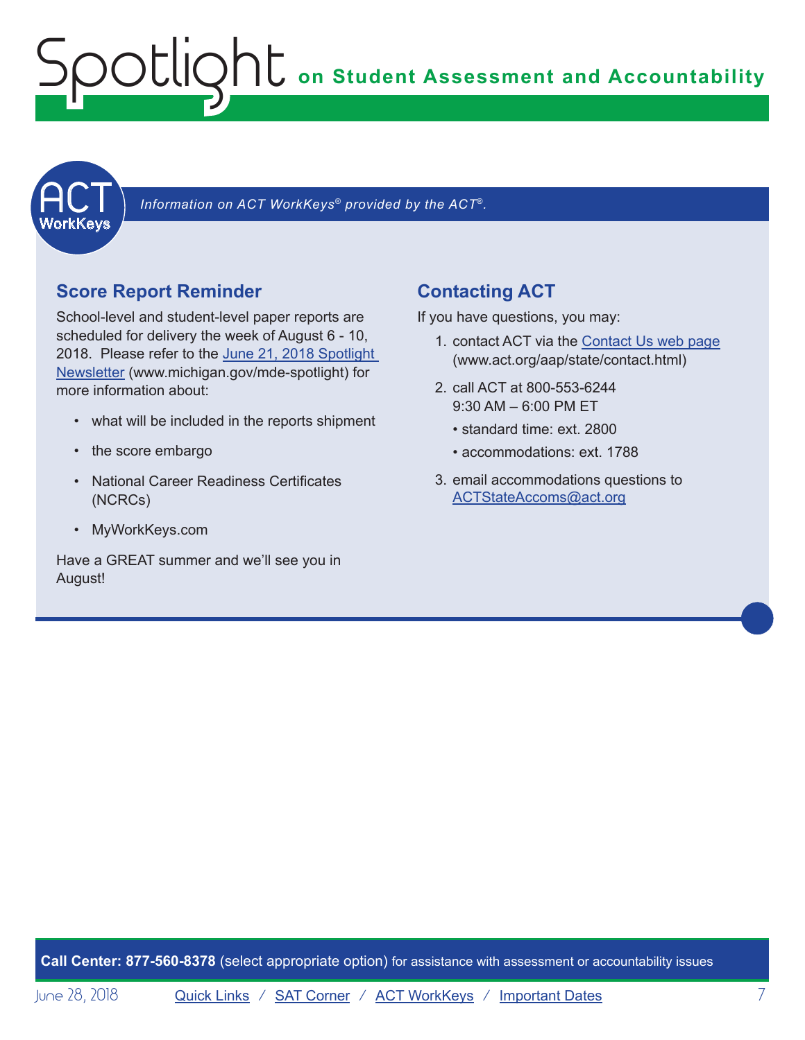*Information on ACT WorkKeys® provided by the ACT®.*

## Score Report Reminder

School-level and student-level paper reports are scheduled for delivery the week of August 6 - 10, 2018. Please refer to the [June 21, 2018 Spotlight Newsletter](www.michigan.gov/mde-spotlight) (www.michigan.gov/mde-spotlight) for more information about:

- what will be included in the reports shipment
- the score embargo
- National Career Readiness Certificates (NCRCs)
- MyWorkKeys.com

Have a GREAT summer and we'll see you in August!

## Contacting ACT

If you have questions, you may:

1. contact ACT via the [Contact Us web page](www.act.org/aap/state/contact.html) (www.act.org/aap/state/contact.html)
2. call ACT at 800-553-6244
   9:30 AM – 6:00 PM ET
   - standard time: ext. 2800
   - accommodations: ext. 1788
3. email accommodations questions to ACTStateAccoms@act.org

**Call Center: 877-560-8378** (select appropriate option) for assistance with assessment or accountability issues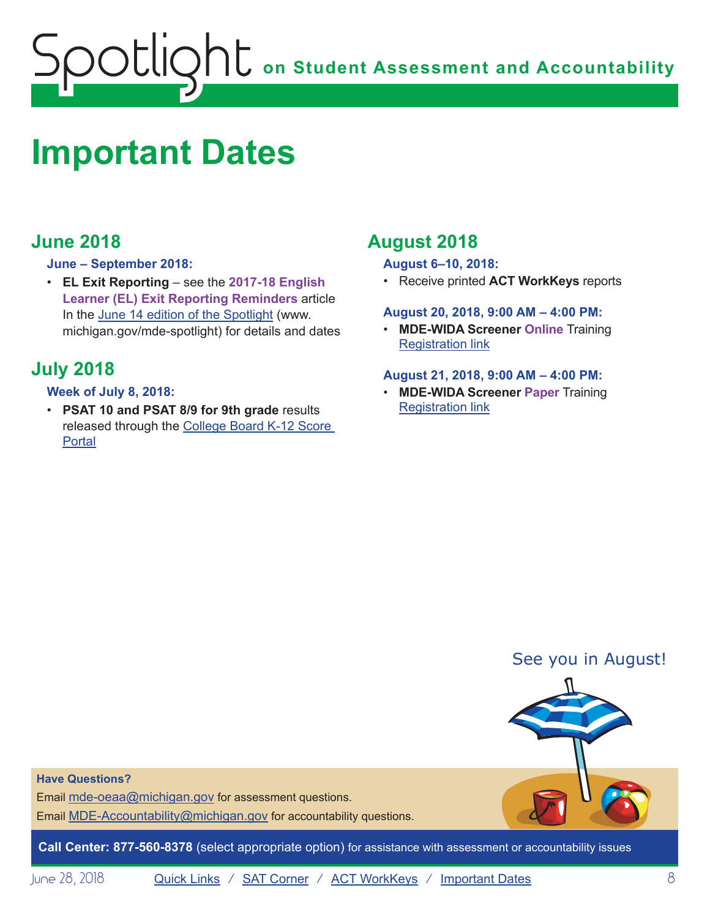# Important Dates

## June 2018

### June – September 2018:

- **EL Exit Reporting** – see the **2017-18 English Learner (EL) Exit Reporting Reminders** article In the June 14 edition of the Spotlight (www.michigan.gov/mde-spotlight) for details and dates

## July 2018

### Week of July 8, 2018:

- **PSAT 10 and PSAT 8/9 for 9th grade** results released through the College Board K-12 Score Portal

## August 2018

### August 6–10, 2018:

- Receive printed **ACT WorkKeys** reports

### August 20, 2018, 9:00 AM – 4:00 PM:

- **MDE-WIDA Screener Online** Training
  Registration link

### August 21, 2018, 9:00 AM – 4:00 PM:

- **MDE-WIDA Screener Paper** Training
  Registration link

See you in August!

**Have Questions?**

Email mde-oeaa@michigan.gov for assessment questions.

Email MDE-Accountability@michigan.gov for accountability questions.

**Call Center: 877-560-8378** (select appropriate option) for assistance with assessment or accountability issues